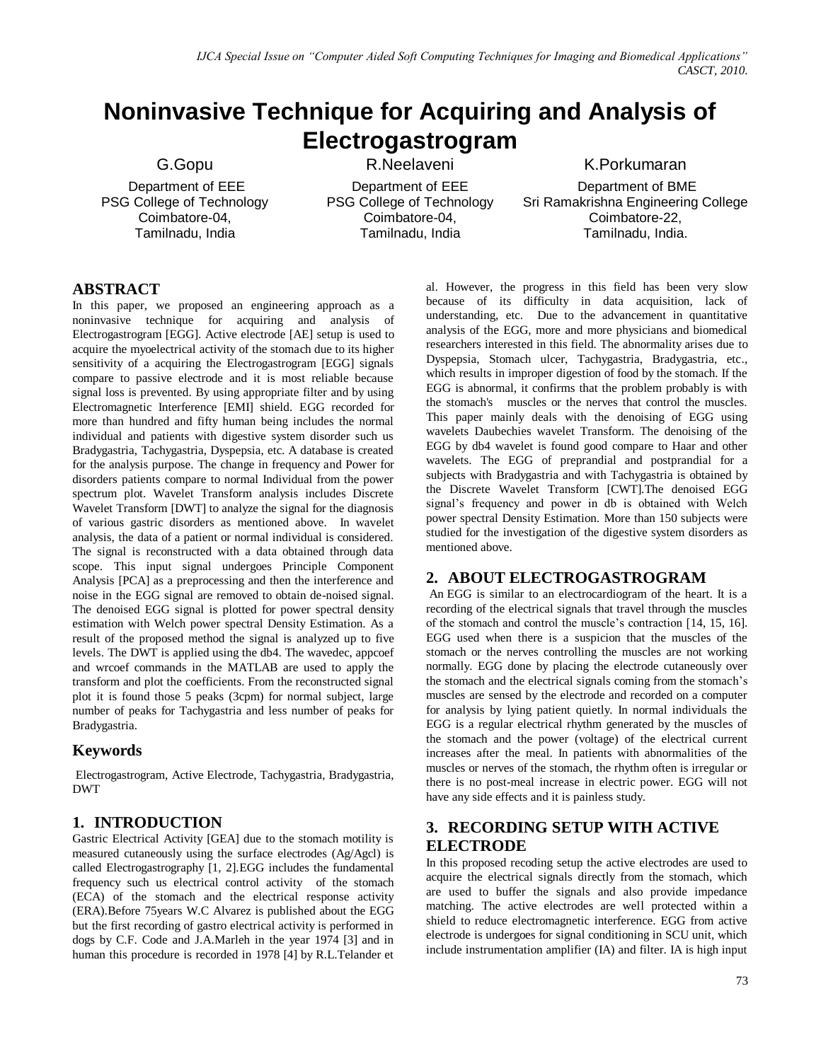# Noninvasive Technique for Acquiring and Analysis of Electrogastrogram

G.Gopu
Department of EEE
PSG College of Technology
Coimbatore-04,
Tamilnadu, India

R.Neelaveni
Department of EEE
PSG College of Technology
Coimbatore-04,
Tamilnadu, India

K.Porkumaran
Department of BME
Sri Ramakrishna Engineering College
Coimbatore-22,
Tamilnadu, India.

## ABSTRACT

In this paper, we proposed an engineering approach as a noninvasive technique for acquiring and analysis of Electrogastrogram [EGG]. Active electrode [AE] setup is used to acquire the myoelectrical activity of the stomach due to its higher sensitivity of a acquiring the Electrogastrogram [EGG] signals compare to passive electrode and it is most reliable because signal loss is prevented. By using appropriate filter and by using Electromagnetic Interference [EMI] shield. EGG recorded for more than hundred and fifty human being includes the normal individual and patients with digestive system disorder such us Bradygastria, Tachygastria, Dyspepsia, etc. A database is created for the analysis purpose. The change in frequency and Power for disorders patients compare to normal Individual from the power spectrum plot. Wavelet Transform analysis includes Discrete Wavelet Transform [DWT] to analyze the signal for the diagnosis of various gastric disorders as mentioned above. In wavelet analysis, the data of a patient or normal individual is considered. The signal is reconstructed with a data obtained through data scope. This input signal undergoes Principle Component Analysis [PCA] as a preprocessing and then the interference and noise in the EGG signal are removed to obtain de-noised signal. The denoised EGG signal is plotted for power spectral density estimation with Welch power spectral Density Estimation. As a result of the proposed method the signal is analyzed up to five levels. The DWT is applied using the db4. The wavedec, appcoef and wrcoef commands in the MATLAB are used to apply the transform and plot the coefficients. From the reconstructed signal plot it is found those 5 peaks (3cpm) for normal subject, large number of peaks for Tachygastria and less number of peaks for Bradygastria.

### Keywords

Electrogastrogram, Active Electrode, Tachygastria, Bradygastria, DWT

## 1. INTRODUCTION

Gastric Electrical Activity [GEA] due to the stomach motility is measured cutaneously using the surface electrodes (Ag/Agcl) is called Electrogastrography [1, 2].EGG includes the fundamental frequency such us electrical control activity of the stomach (ECA) of the stomach and the electrical response activity (ERA).Before 75years W.C Alvarez is published about the EGG but the first recording of gastro electrical activity is performed in dogs by C.F. Code and J.A.Marleh in the year 1974 [3] and in human this procedure is recorded in 1978 [4] by R.L.Telander et al. However, the progress in this field has been very slow because of its difficulty in data acquisition, lack of understanding, etc. Due to the advancement in quantitative analysis of the EGG, more and more physicians and biomedical researchers interested in this field. The abnormality arises due to Dyspepsia, Stomach ulcer, Tachygastria, Bradygastria, etc., which results in improper digestion of food by the stomach. If the EGG is abnormal, it confirms that the problem probably is with the stomach's muscles or the nerves that control the muscles. This paper mainly deals with the denoising of EGG using wavelets Daubechies wavelet Transform. The denoising of the EGG by db4 wavelet is found good compare to Haar and other wavelets. The EGG of preprandial and postprandial for a subjects with Bradygastria and with Tachygastria is obtained by the Discrete Wavelet Transform [CWT].The denoised EGG signal's frequency and power in db is obtained with Welch power spectral Density Estimation. More than 150 subjects were studied for the investigation of the digestive system disorders as mentioned above.

## 2. ABOUT ELECTROGASTROGRAM

An EGG is similar to an electrocardiogram of the heart. It is a recording of the electrical signals that travel through the muscles of the stomach and control the muscle's contraction [14, 15, 16]. EGG used when there is a suspicion that the muscles of the stomach or the nerves controlling the muscles are not working normally. EGG done by placing the electrode cutaneously over the stomach and the electrical signals coming from the stomach's muscles are sensed by the electrode and recorded on a computer for analysis by lying patient quietly. In normal individuals the EGG is a regular electrical rhythm generated by the muscles of the stomach and the power (voltage) of the electrical current increases after the meal. In patients with abnormalities of the muscles or nerves of the stomach, the rhythm often is irregular or there is no post-meal increase in electric power. EGG will not have any side effects and it is painless study.

## 3. RECORDING SETUP WITH ACTIVE ELECTRODE

In this proposed recoding setup the active electrodes are used to acquire the electrical signals directly from the stomach, which are used to buffer the signals and also provide impedance matching. The active electrodes are well protected within a shield to reduce electromagnetic interference. EGG from active electrode is undergoes for signal conditioning in SCU unit, which include instrumentation amplifier (IA) and filter. IA is high input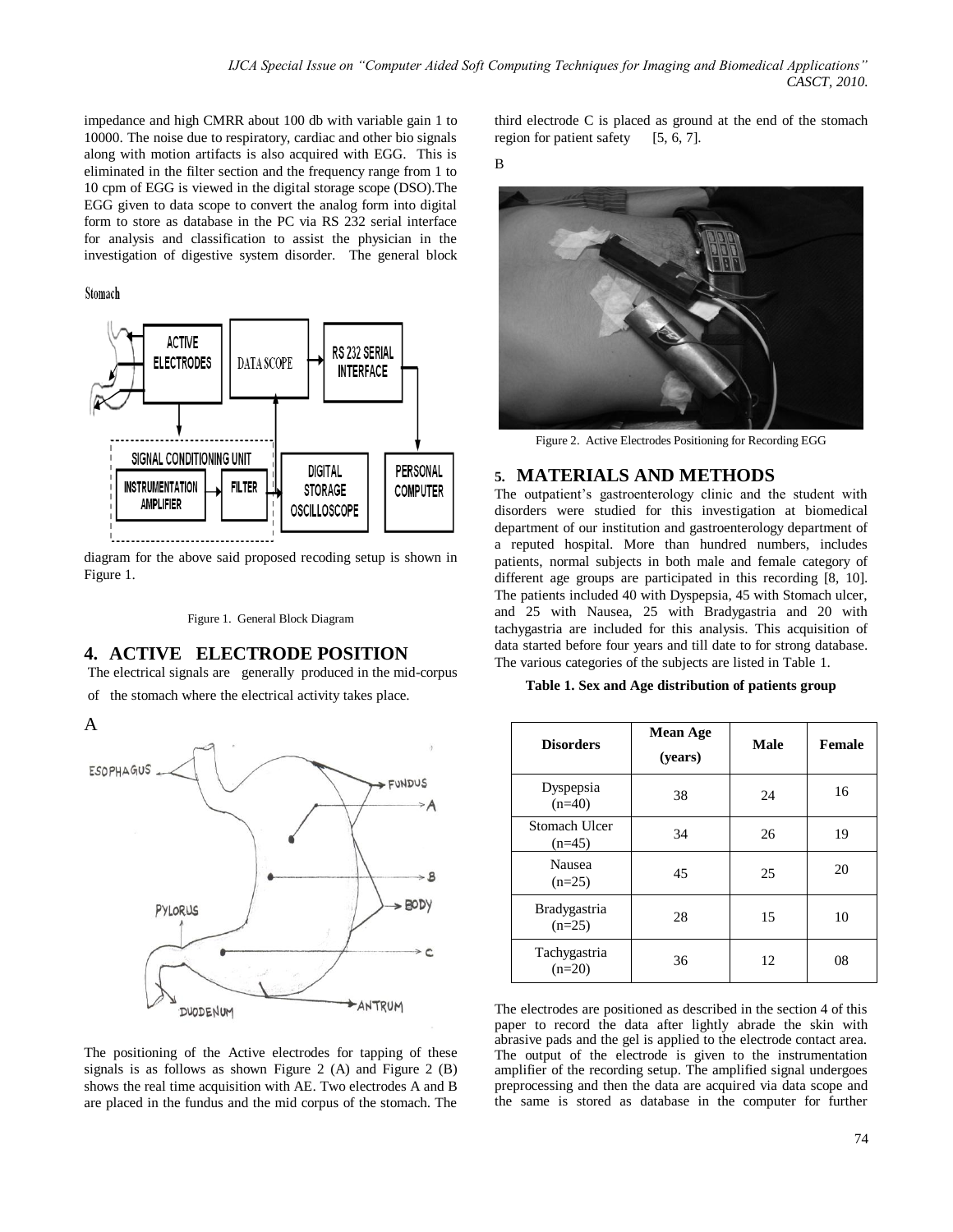impedance and high CMRR about 100 db with variable gain 1 to 10000. The noise due to respiratory, cardiac and other bio signals along with motion artifacts is also acquired with EGG. This is eliminated in the filter section and the frequency range from 1 to 10 cpm of EGG is viewed in the digital storage scope (DSO).The EGG given to data scope to convert the analog form into digital form to store as database in the PC via RS 232 serial interface for analysis and classification to assist the physician in the investigation of digestive system disorder. The general block diagram for the above said proposed recoding setup is shown in Figure 1.

Figure 1. General Block Diagram

## 4. ACTIVE ELECTRODE POSITION

The electrical signals are generally produced in the mid-corpus of the stomach where the electrical activity takes place.

A

The positioning of the Active electrodes for tapping of these signals is as follows as shown Figure 2 (A) and Figure 2 (B) shows the real time acquisition with AE. Two electrodes A and B are placed in the fundus and the mid corpus of the stomach. The third electrode C is placed as ground at the end of the stomach region for patient safety [5, 6, 7].

B

Figure 2. Active Electrodes Positioning for Recording EGG

## 5. MATERIALS AND METHODS

The outpatient's gastroenterology clinic and the student with disorders were studied for this investigation at biomedical department of our institution and gastroenterology department of a reputed hospital. More than hundred numbers, includes patients, normal subjects in both male and female category of different age groups are participated in this recording [8, 10]. The patients included 40 with Dyspepsia, 45 with Stomach ulcer, and 25 with Nausea, 25 with Bradygastria and 20 with tachygastria are included for this analysis. This acquisition of data started before four years and till date to for strong database. The various categories of the subjects are listed in Table 1.

**Table 1. Sex and Age distribution of patients group**

| Disorders | Mean Age (years) | Male | Female |
|---|---|---|---|
| Dyspepsia (n=40) | 38 | 24 | 16 |
| Stomach Ulcer (n=45) | 34 | 26 | 19 |
| Nausea (n=25) | 45 | 25 | 20 |
| Bradygastria (n=25) | 28 | 15 | 10 |
| Tachygastria (n=20) | 36 | 12 | 08 |

The electrodes are positioned as described in the section 4 of this paper to record the data after lightly abrade the skin with abrasive pads and the gel is applied to the electrode contact area. The output of the electrode is given to the instrumentation amplifier of the recording setup. The amplified signal undergoes preprocessing and then the data are acquired via data scope and the same is stored as database in the computer for further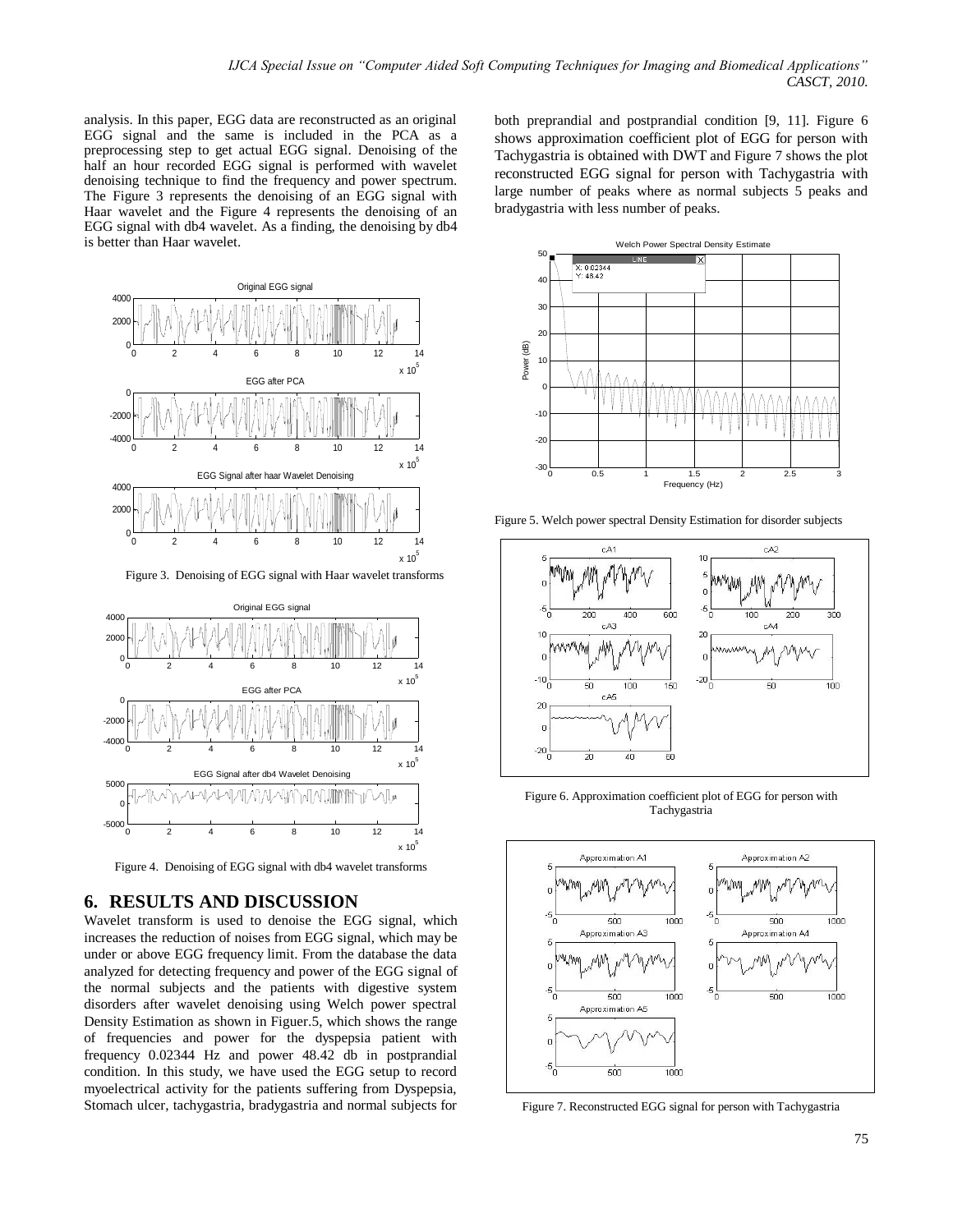analysis. In this paper, EGG data are reconstructed as an original EGG signal and the same is included in the PCA as a preprocessing step to get actual EGG signal. Denoising of the half an hour recorded EGG signal is performed with wavelet denoising technique to find the frequency and power spectrum. The Figure 3 represents the denoising of an EGG signal with Haar wavelet and the Figure 4 represents the denoising of an EGG signal with db4 wavelet. As a finding, the denoising by db4 is better than Haar wavelet.

Figure 3. Denoising of EGG signal with Haar wavelet transforms

Figure 4. Denoising of EGG signal with db4 wavelet transforms

## 6. RESULTS AND DISCUSSION

Wavelet transform is used to denoise the EGG signal, which increases the reduction of noises from EGG signal, which may be under or above EGG frequency limit. From the database the data analyzed for detecting frequency and power of the EGG signal of the normal subjects and the patients with digestive system disorders after wavelet denoising using Welch power spectral Density Estimation as shown in Figuer.5, which shows the range of frequencies and power for the dyspepsia patient with frequency 0.02344 Hz and power 48.42 db in postprandial condition. In this study, we have used the EGG setup to record myoelectrical activity for the patients suffering from Dyspepsia, Stomach ulcer, tachygastria, bradygastria and normal subjects for both preprandial and postprandial condition [9, 11]. Figure 6 shows approximation coefficient plot of EGG for person with Tachygastria is obtained with DWT and Figure 7 shows the plot reconstructed EGG signal for person with Tachygastria with large number of peaks where as normal subjects 5 peaks and bradygastria with less number of peaks.

Figure 5. Welch power spectral Density Estimation for disorder subjects

Figure 6. Approximation coefficient plot of EGG for person with Tachygastria

Figure 7. Reconstructed EGG signal for person with Tachygastria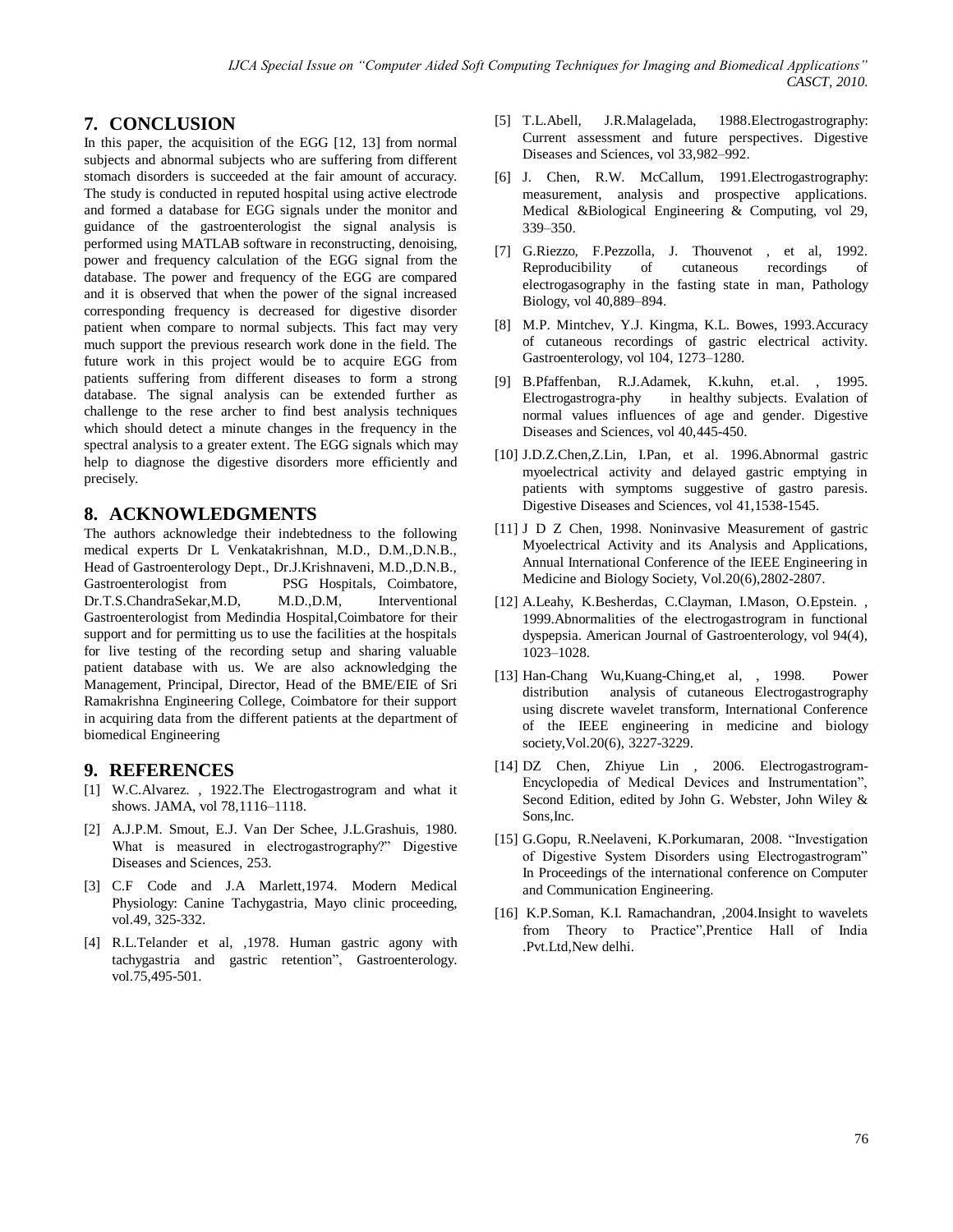## 7. CONCLUSION

In this paper, the acquisition of the EGG [12, 13] from normal subjects and abnormal subjects who are suffering from different stomach disorders is succeeded at the fair amount of accuracy. The study is conducted in reputed hospital using active electrode and formed a database for EGG signals under the monitor and guidance of the gastroenterologist the signal analysis is performed using MATLAB software in reconstructing, denoising, power and frequency calculation of the EGG signal from the database. The power and frequency of the EGG are compared and it is observed that when the power of the signal increased corresponding frequency is decreased for digestive disorder patient when compare to normal subjects. This fact may very much support the previous research work done in the field. The future work in this project would be to acquire EGG from patients suffering from different diseases to form a strong database. The signal analysis can be extended further as challenge to the rese archer to find best analysis techniques which should detect a minute changes in the frequency in the spectral analysis to a greater extent. The EGG signals which may help to diagnose the digestive disorders more efficiently and precisely.

## 8. ACKNOWLEDGMENTS

The authors acknowledge their indebtedness to the following medical experts Dr L Venkatakrishnan, M.D., D.M.,D.N.B., Head of Gastroenterology Dept., Dr.J.Krishnaveni, M.D.,D.N.B., Gastroenterologist from PSG Hospitals, Coimbatore, Dr.T.S.ChandraSekar,M.D, M.D.,D.M, Interventional Gastroenterologist from Medindia Hospital,Coimbatore for their support and for permitting us to use the facilities at the hospitals for live testing of the recording setup and sharing valuable patient database with us. We are also acknowledging the Management, Principal, Director, Head of the BME/EIE of Sri Ramakrishna Engineering College, Coimbatore for their support in acquiring data from the different patients at the department of biomedical Engineering

## 9. REFERENCES

[1] W.C.Alvarez. , 1922.The Electrogastrogram and what it shows. JAMA, vol 78,1116–1118.

[2] A.J.P.M. Smout, E.J. Van Der Schee, J.L.Grashuis, 1980. What is measured in electrogastrography?" Digestive Diseases and Sciences, 253.

[3] C.F Code and J.A Marlett,1974. Modern Medical Physiology: Canine Tachygastria, Mayo clinic proceeding, vol.49, 325-332.

[4] R.L.Telander et al, ,1978. Human gastric agony with tachygastria and gastric retention", Gastroenterology. vol.75,495-501.

[5] T.L.Abell, J.R.Malagelada, 1988.Electrogastrography: Current assessment and future perspectives. Digestive Diseases and Sciences, vol 33,982–992.

[6] J. Chen, R.W. McCallum, 1991.Electrogastrography: measurement, analysis and prospective applications. Medical &Biological Engineering & Computing, vol 29, 339–350.

[7] G.Riezzo, F.Pezzolla, J. Thouvenot , et al, 1992. Reproducibility of cutaneous recordings of electrogasography in the fasting state in man, Pathology Biology, vol 40,889–894.

[8] M.P. Mintchev, Y.J. Kingma, K.L. Bowes, 1993.Accuracy of cutaneous recordings of gastric electrical activity. Gastroenterology, vol 104, 1273–1280.

[9] B.Pfaffenban, R.J.Adamek, K.kuhn, et.al. , 1995. Electrogastrogra-phy in healthy subjects. Evalation of normal values influences of age and gender. Digestive Diseases and Sciences, vol 40,445-450.

[10] J.D.Z.Chen,Z.Lin, I.Pan, et al. 1996.Abnormal gastric myoelectrical activity and delayed gastric emptying in patients with symptoms suggestive of gastro paresis. Digestive Diseases and Sciences, vol 41,1538-1545.

[11] J D Z Chen, 1998. Noninvasive Measurement of gastric Myoelectrical Activity and its Analysis and Applications, Annual International Conference of the IEEE Engineering in Medicine and Biology Society, Vol.20(6),2802-2807.

[12] A.Leahy, K.Besherdas, C.Clayman, I.Mason, O.Epstein. , 1999.Abnormalities of the electrogastrogram in functional dyspepsia. American Journal of Gastroenterology, vol 94(4), 1023–1028.

[13] Han-Chang Wu,Kuang-Ching,et al, , 1998. Power distribution analysis of cutaneous Electrogastrography using discrete wavelet transform, International Conference of the IEEE engineering in medicine and biology society,Vol.20(6), 3227-3229.

[14] DZ Chen, Zhiyue Lin , 2006. Electrogastrogram-Encyclopedia of Medical Devices and Instrumentation", Second Edition, edited by John G. Webster, John Wiley & Sons,Inc.

[15] G.Gopu, R.Neelaveni, K.Porkumaran, 2008. "Investigation of Digestive System Disorders using Electrogastrogram" In Proceedings of the international conference on Computer and Communication Engineering.

[16] K.P.Soman, K.I. Ramachandran, ,2004.Insight to wavelets from Theory to Practice",Prentice Hall of India .Pvt.Ltd,New delhi.